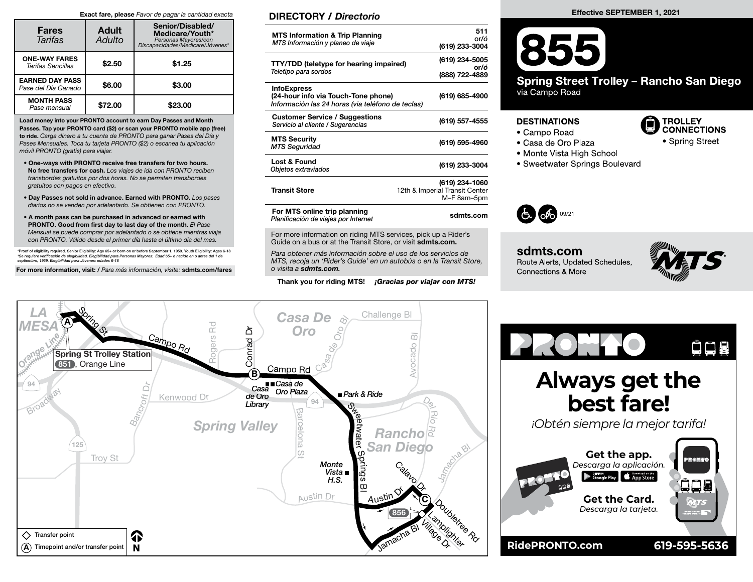**Exact fare, please** *Favor de pagar la cantidad exacta*

| Fares *Tarifas* | Adult *Adulto* | Senior/Disabled/ Medicare/Youth* *Personas Mayores/con Discapacidades/Medicare/Jóvenes** |
|---|---|---|
| **ONE-WAY FARES** *Tarifas Sencillas* | $2.50 | $1.25 |
| **EARNED DAY PASS** *Pase del Día Ganado* | $6.00 | $3.00 |
| **MONTH PASS** *Pase mensual* | $72.00 | $23.00 |

**Load money into your PRONTO account to earn Day Passes and Month Passes. Tap your PRONTO card ($2) or scan your PRONTO mobile app (free) to ride.** *Carga dinero a tu cuenta de PRONTO para ganar Pases del Día y Pases Mensuales. Toca tu tarjeta PRONTO ($2) o escanea tu aplicación móvil PRONTO (gratis) para viajar.*

- **One-ways with PRONTO receive free transfers for two hours. No free transfers for cash.** *Los viajes de ida con PRONTO reciben transbordes gratuitos por dos horas. No se permiten transbordes gratuitos con pagos en efectivo.*
- **Day Passes not sold in advance. Earned with PRONTO.** *Los pases diarios no se venden por adelantado. Se obtienen con PRONTO.*
- **A month pass can be purchased in advanced or earned with PRONTO. Good from first day to last day of the month.** *El Pase Mensual se puede comprar por adelantado o se obtiene mientras viaja con PRONTO. Válido desde el primer día hasta el último día del mes.*

*Proof of eligibility required. Senior Eligibility: Age 65+ or born on or before September 1, 1959. Youth Eligibility: Ages 6-18
*Se requiere verificación de elegibilidad. Elegibilidad para Personas Mayores: Edad 65+ o nacido en o antes del 1 de septiembre, 1959. Elegibilidad para Jóvenes: edades 6-18

**For more information, visit: /** *Para más información, visite:* **sdmts.com/fares**

## DIRECTORY / *Directorio*

| | |
|---|---|
| **MTS Information & Trip Planning** *MTS Información y planeo de viaje* | **511** or/ó **(619) 233-3004** |
| **TTY/TDD (teletype for hearing impaired)** *Teletipo para sordos* | **(619) 234-5005** or/ó **(888) 722-4889** |
| **InfoExpress (24-hour info via Touch-Tone phone)** *Información las 24 horas (via teléfono de teclas)* | **(619) 685-4900** |
| **Customer Service / Suggestions** *Servicio al cliente / Sugerencias* | **(619) 557-4555** |
| **MTS Security** *MTS Seguridad* | **(619) 595-4960** |
| **Lost & Found** *Objetos extraviados* | **(619) 233-3004** |
| **Transit Store** | **(619) 234-1060** 12th & Imperial Transit Center M–F 8am–5pm |
| **For MTS online trip planning** *Planificación de viajes por Internet* | **sdmts.com** |

For more information on riding MTS services, pick up a Rider's Guide on a bus or at the Transit Store, or visit **sdmts.com.**

*Para obtener más información sobre el uso de los servicios de MTS, recoja un 'Rider's Guide' en un autobús o en la Transit Store, o visita a* ***sdmts.com.***

**Thank you for riding MTS!** ***¡Gracias por viajar con MTS!***

**Effective SEPTEMBER 1, 2021**

# 855

## Spring Street Trolley – Rancho San Diego

via Campo Road

### DESTINATIONS

- Campo Road
- Casa de Oro Plaza
- Monte Vista High School
- Sweetwater Springs Boulevard

### TROLLEY CONNECTIONS

- Spring Street

09/21

**sdmts.com**
Route Alerts, Updated Schedules, Connections & More

LA MESA · Orange Line · Spring St · (A) Spring St Trolley Station · 851, Orange Line · Campo Rd · Rogers Rd · Conrad Dr · Casa De Oro · Casa de Oro Bl · Challenge Bl · Avocado Bl · (B) Campo Rd · Casa de Oro Library · Casa de Oro Plaza · Park & Ride · 94 · Kenwood Dr · Bancroft Dr · Broadway · Spring Valley · Barcelona St · Sweetwater Springs Bl · Del Rio Rd · Rancho San Diego · Jamacha Bl · 125 · Troy St · Monte Vista H.S. · Austin Dr · Calavo Dr · (C) · Doubletree Rd · 856 · Lamplighter Village Dr · Jamacha Bl

◇ Transfer point
(A) Timepoint and/or transfer point
N

# PRONTO

## Always get the best fare!

*¡Obtén siempre la mejor tarifa!*

**Get the app.**
*Descarga la aplicación.*

**Get the Card.**
*Descarga la tarjeta.*

**RidePRONTO.com** **619-595-5636**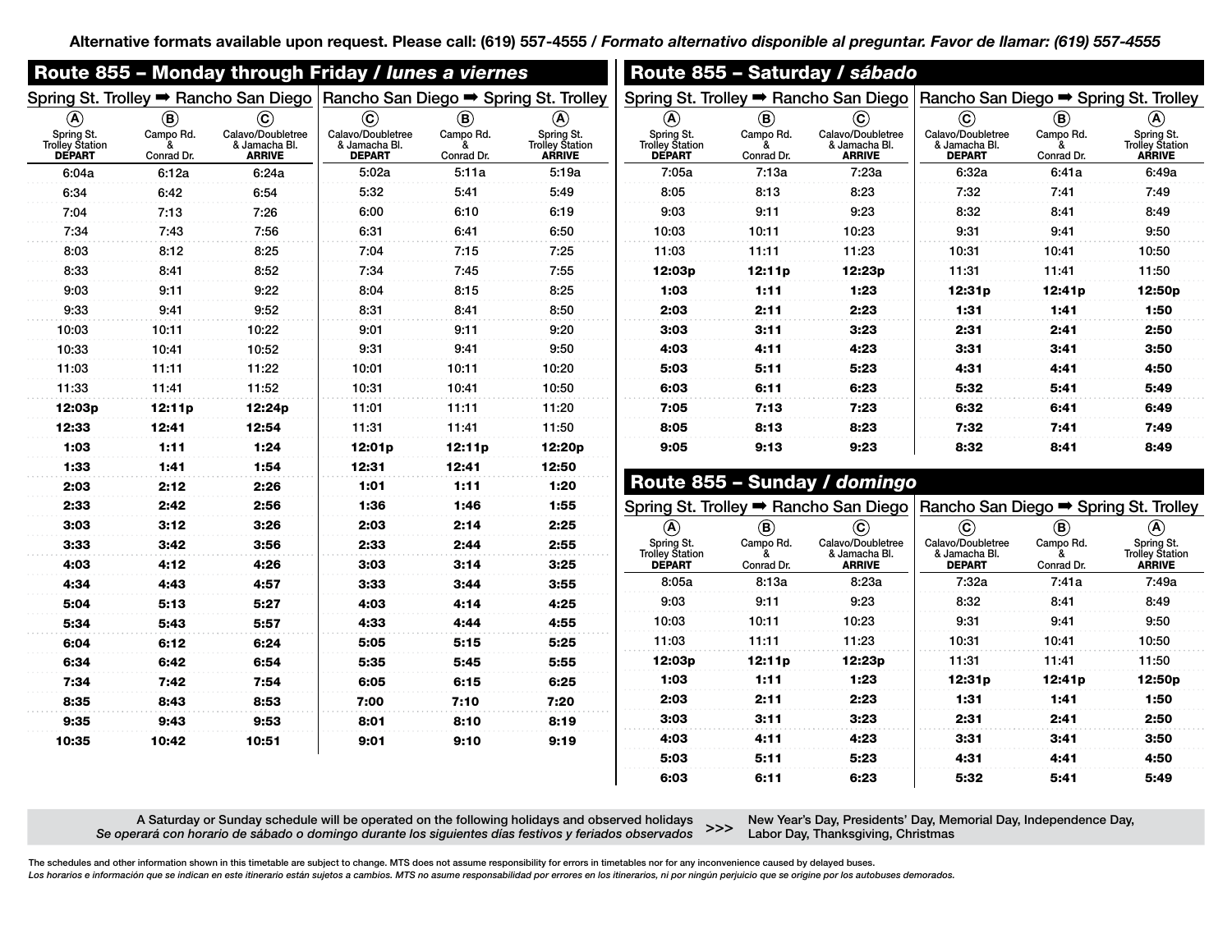Alternative formats available upon request. Please call: (619) 557-4555 / *Formato alternativo disponible al preguntar. Favor de llamar: (619) 557-4555*

## Route 855 – Monday through Friday / *lunes a viernes*

| Spring St. Trolley ➡ Rancho San Diego | | | Rancho San Diego ➡ Spring St. Trolley | | |
|---|---|---|---|---|---|
| (A) Spring St. Trolley Station **DEPART** | (B) Campo Rd. & Conrad Dr. | (C) Calavo/Doubletree & Jamacha Bl. **ARRIVE** | (C) Calavo/Doubletree & Jamacha Bl. **DEPART** | (B) Campo Rd. & Conrad Dr. | (A) Spring St. Trolley Station **ARRIVE** |
| 6:04a | 6:12a | 6:24a | 5:02a | 5:11a | 5:19a |
| 6:34 | 6:42 | 6:54 | 5:32 | 5:41 | 5:49 |
| 7:04 | 7:13 | 7:26 | 6:00 | 6:10 | 6:19 |
| 7:34 | 7:43 | 7:56 | 6:31 | 6:41 | 6:50 |
| 8:03 | 8:12 | 8:25 | 7:04 | 7:15 | 7:25 |
| 8:33 | 8:41 | 8:52 | 7:34 | 7:45 | 7:55 |
| 9:03 | 9:11 | 9:22 | 8:04 | 8:15 | 8:25 |
| 9:33 | 9:41 | 9:52 | 8:31 | 8:41 | 8:50 |
| 10:03 | 10:11 | 10:22 | 9:01 | 9:11 | 9:20 |
| 10:33 | 10:41 | 10:52 | 9:31 | 9:41 | 9:50 |
| 11:03 | 11:11 | 11:22 | 10:01 | 10:11 | 10:20 |
| 11:33 | 11:41 | 11:52 | 10:31 | 10:41 | 10:50 |
| **12:03p** | **12:11p** | **12:24p** | 11:01 | 11:11 | 11:20 |
| **12:33** | **12:41** | **12:54** | 11:31 | 11:41 | 11:50 |
| **1:03** | **1:11** | **1:24** | **12:01p** | **12:11p** | **12:20p** |
| **1:33** | **1:41** | **1:54** | **12:31** | **12:41** | **12:50** |
| **2:03** | **2:12** | **2:26** | **1:01** | **1:11** | **1:20** |
| **2:33** | **2:42** | **2:56** | **1:36** | **1:46** | **1:55** |
| **3:03** | **3:12** | **3:26** | **2:03** | **2:14** | **2:25** |
| **3:33** | **3:42** | **3:56** | **2:33** | **2:44** | **2:55** |
| **4:03** | **4:12** | **4:26** | **3:03** | **3:14** | **3:25** |
| **4:34** | **4:43** | **4:57** | **3:33** | **3:44** | **3:55** |
| **5:04** | **5:13** | **5:27** | **4:03** | **4:14** | **4:25** |
| **5:34** | **5:43** | **5:57** | **4:33** | **4:44** | **4:55** |
| **6:04** | **6:12** | **6:24** | **5:05** | **5:15** | **5:25** |
| **6:34** | **6:42** | **6:54** | **5:35** | **5:45** | **5:55** |
| **7:34** | **7:42** | **7:54** | **6:05** | **6:15** | **6:25** |
| **8:35** | **8:43** | **8:53** | **7:00** | **7:10** | **7:20** |
| **9:35** | **9:43** | **9:53** | **8:01** | **8:10** | **8:19** |
| **10:35** | **10:42** | **10:51** | **9:01** | **9:10** | **9:19** |

## Route 855 – Saturday / *sábado*

| Spring St. Trolley ➡ Rancho San Diego | | | Rancho San Diego ➡ Spring St. Trolley | | |
|---|---|---|---|---|---|
| (A) Spring St. Trolley Station **DEPART** | (B) Campo Rd. & Conrad Dr. | (C) Calavo/Doubletree & Jamacha Bl. **ARRIVE** | (C) Calavo/Doubletree & Jamacha Bl. **DEPART** | (B) Campo Rd. & Conrad Dr. | (A) Spring St. Trolley Station **ARRIVE** |
| 7:05a | 7:13a | 7:23a | 6:32a | 6:41a | 6:49a |
| 8:05 | 8:13 | 8:23 | 7:32 | 7:41 | 7:49 |
| 9:03 | 9:11 | 9:23 | 8:32 | 8:41 | 8:49 |
| 10:03 | 10:11 | 10:23 | 9:31 | 9:41 | 9:50 |
| 11:03 | 11:11 | 11:23 | 10:31 | 10:41 | 10:50 |
| **12:03p** | **12:11p** | **12:23p** | 11:31 | 11:41 | 11:50 |
| **1:03** | **1:11** | **1:23** | **12:31p** | **12:41p** | **12:50p** |
| **2:03** | **2:11** | **2:23** | **1:31** | **1:41** | **1:50** |
| **3:03** | **3:11** | **3:23** | **2:31** | **2:41** | **2:50** |
| **4:03** | **4:11** | **4:23** | **3:31** | **3:41** | **3:50** |
| **5:03** | **5:11** | **5:23** | **4:31** | **4:41** | **4:50** |
| **6:03** | **6:11** | **6:23** | **5:32** | **5:41** | **5:49** |
| **7:05** | **7:13** | **7:23** | **6:32** | **6:41** | **6:49** |
| **8:05** | **8:13** | **8:23** | **7:32** | **7:41** | **7:49** |
| **9:05** | **9:13** | **9:23** | **8:32** | **8:41** | **8:49** |

## Route 855 – Sunday / *domingo*

| Spring St. Trolley ➡ Rancho San Diego | | | Rancho San Diego ➡ Spring St. Trolley | | |
|---|---|---|---|---|---|
| (A) Spring St. Trolley Station **DEPART** | (B) Campo Rd. & Conrad Dr. | (C) Calavo/Doubletree & Jamacha Bl. **ARRIVE** | (C) Calavo/Doubletree & Jamacha Bl. **DEPART** | (B) Campo Rd. & Conrad Dr. | (A) Spring St. Trolley Station **ARRIVE** |
| 8:05a | 8:13a | 8:23a | 7:32a | 7:41a | 7:49a |
| 9:03 | 9:11 | 9:23 | 8:32 | 8:41 | 8:49 |
| 10:03 | 10:11 | 10:23 | 9:31 | 9:41 | 9:50 |
| 11:03 | 11:11 | 11:23 | 10:31 | 10:41 | 10:50 |
| **12:03p** | **12:11p** | **12:23p** | 11:31 | 11:41 | 11:50 |
| **1:03** | **1:11** | **1:23** | **12:31p** | **12:41p** | **12:50p** |
| **2:03** | **2:11** | **2:23** | **1:31** | **1:41** | **1:50** |
| **3:03** | **3:11** | **3:23** | **2:31** | **2:41** | **2:50** |
| **4:03** | **4:11** | **4:23** | **3:31** | **3:41** | **3:50** |
| **5:03** | **5:11** | **5:23** | **4:31** | **4:41** | **4:50** |
| **6:03** | **6:11** | **6:23** | **5:32** | **5:41** | **5:49** |

A Saturday or Sunday schedule will be operated on the following holidays and observed holidays
*Se operará con horario de sábado o domingo durante los siguientes días festivos y feriados observados* >>> New Year's Day, Presidents' Day, Memorial Day, Independence Day, Labor Day, Thanksgiving, Christmas

The schedules and other information shown in this timetable are subject to change. MTS does not assume responsibility for errors in timetables nor for any inconvenience caused by delayed buses.
*Los horarios e información que se indican en este itinerario están sujetos a cambios. MTS no asume responsabilidad por errores en los itinerarios, ni por ningún perjuicio que se origine por los autobuses demorados.*